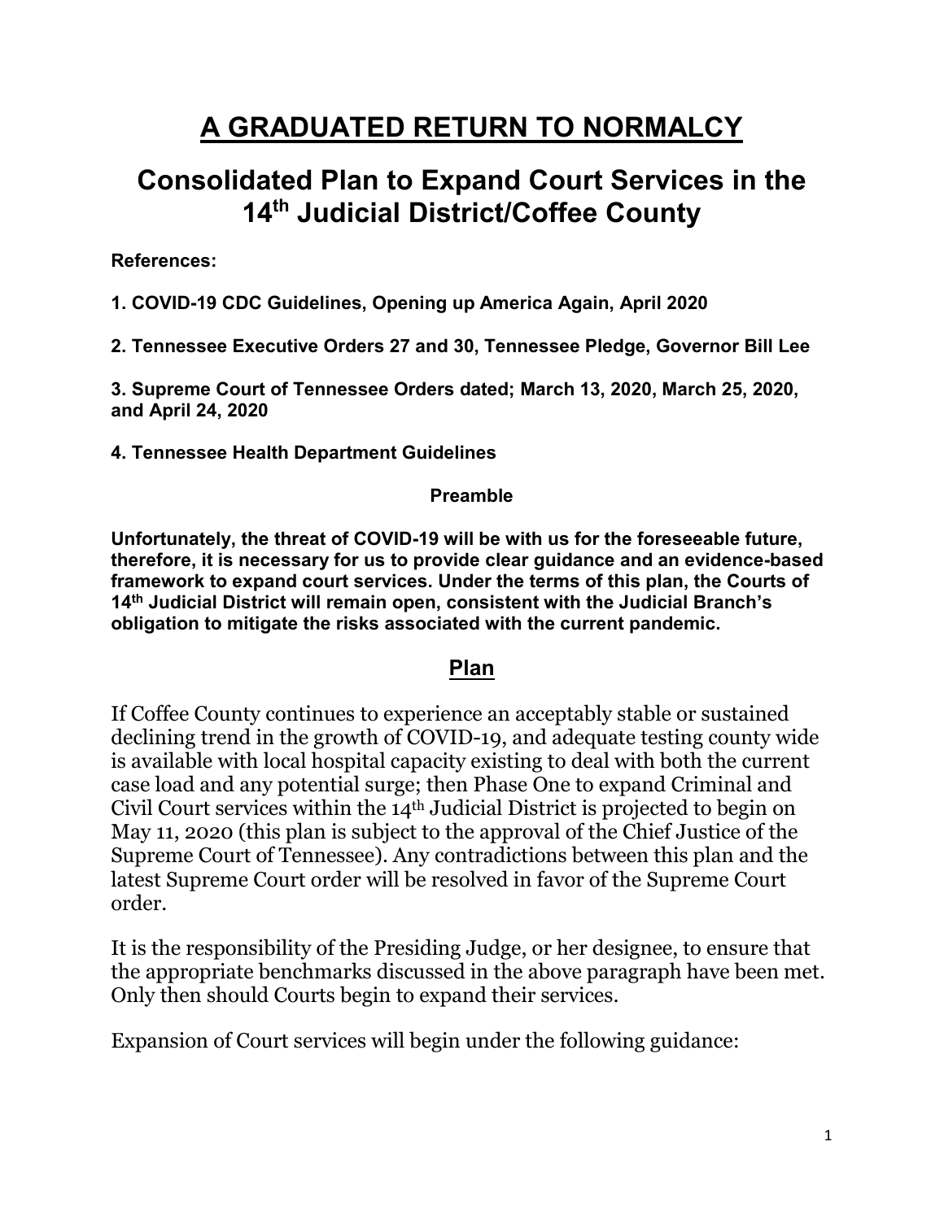# A GRADUATED RETURN TO NORMALCY

## Consolidated Plan to Expand Court Services in the 14th Judicial District/Coffee County

**References:**

**1. COVID-19 CDC Guidelines, Opening up America Again, April 2020**

**2. Tennessee Executive Orders 27 and 30, Tennessee Pledge, Governor Bill Lee**

**3. Supreme Court of Tennessee Orders dated; March 13, 2020, March 25, 2020, and April 24, 2020**

**4. Tennessee Health Department Guidelines**

**Preamble**

**Unfortunately, the threat of COVID-19 will be with us for the foreseeable future, therefore, it is necessary for us to provide clear guidance and an evidence-based framework to expand court services. Under the terms of this plan, the Courts of 14th Judicial District will remain open, consistent with the Judicial Branch's obligation to mitigate the risks associated with the current pandemic.**

## Plan

If Coffee County continues to experience an acceptably stable or sustained declining trend in the growth of COVID-19, and adequate testing county wide is available with local hospital capacity existing to deal with both the current case load and any potential surge; then Phase One to expand Criminal and Civil Court services within the 14th Judicial District is projected to begin on May 11, 2020 (this plan is subject to the approval of the Chief Justice of the Supreme Court of Tennessee). Any contradictions between this plan and the latest Supreme Court order will be resolved in favor of the Supreme Court order.

It is the responsibility of the Presiding Judge, or her designee, to ensure that the appropriate benchmarks discussed in the above paragraph have been met. Only then should Courts begin to expand their services.

Expansion of Court services will begin under the following guidance: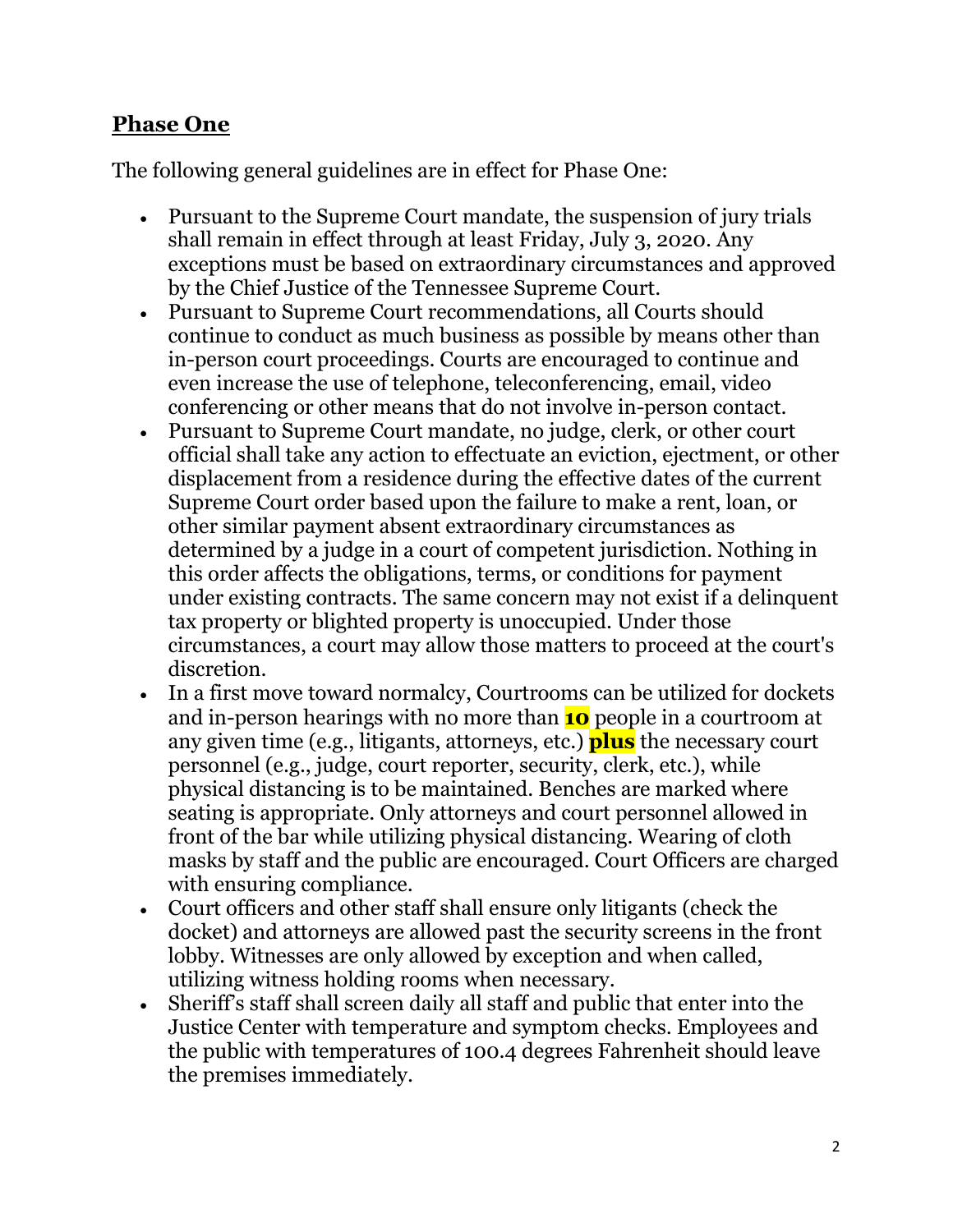## **Phase One**

The following general guidelines are in effect for Phase One:

- Pursuant to the Supreme Court mandate, the suspension of jury trials shall remain in effect through at least Friday, July 3, 2020. Any exceptions must be based on extraordinary circumstances and approved by the Chief Justice of the Tennessee Supreme Court.
- Pursuant to Supreme Court recommendations, all Courts should continue to conduct as much business as possible by means other than in-person court proceedings. Courts are encouraged to continue and even increase the use of telephone, teleconferencing, email, video conferencing or other means that do not involve in-person contact.
- Pursuant to Supreme Court mandate, no judge, clerk, or other court official shall take any action to effectuate an eviction, ejectment, or other displacement from a residence during the effective dates of the current Supreme Court order based upon the failure to make a rent, loan, or other similar payment absent extraordinary circumstances as determined by a judge in a court of competent jurisdiction. Nothing in this order affects the obligations, terms, or conditions for payment under existing contracts. The same concern may not exist if a delinquent tax property or blighted property is unoccupied. Under those circumstances, a court may allow those matters to proceed at the court's discretion.
- In a first move toward normalcy, Courtrooms can be utilized for dockets and in-person hearings with no more than **10** people in a courtroom at any given time (e.g., litigants, attorneys, etc.) **plus** the necessary court personnel (e.g., judge, court reporter, security, clerk, etc.), while physical distancing is to be maintained. Benches are marked where seating is appropriate. Only attorneys and court personnel allowed in front of the bar while utilizing physical distancing. Wearing of cloth masks by staff and the public are encouraged. Court Officers are charged with ensuring compliance.
- Court officers and other staff shall ensure only litigants (check the docket) and attorneys are allowed past the security screens in the front lobby. Witnesses are only allowed by exception and when called, utilizing witness holding rooms when necessary.
- Sheriff's staff shall screen daily all staff and public that enter into the Justice Center with temperature and symptom checks. Employees and the public with temperatures of 100.4 degrees Fahrenheit should leave the premises immediately.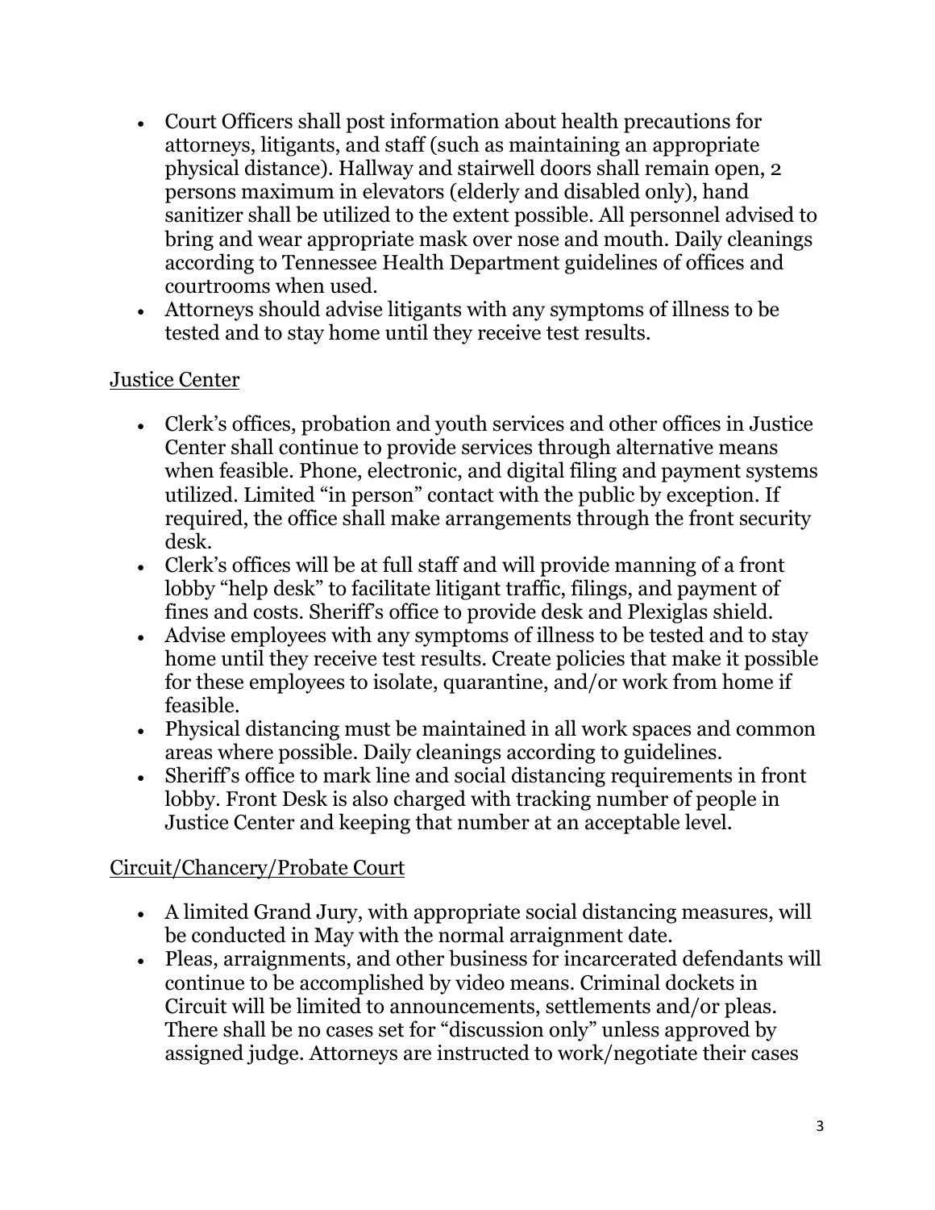- Court Officers shall post information about health precautions for attorneys, litigants, and staff (such as maintaining an appropriate physical distance). Hallway and stairwell doors shall remain open, 2 persons maximum in elevators (elderly and disabled only), hand sanitizer shall be utilized to the extent possible. All personnel advised to bring and wear appropriate mask over nose and mouth. Daily cleanings according to Tennessee Health Department guidelines of offices and courtrooms when used.
- Attorneys should advise litigants with any symptoms of illness to be tested and to stay home until they receive test results.

Justice Center

- Clerk's offices, probation and youth services and other offices in Justice Center shall continue to provide services through alternative means when feasible. Phone, electronic, and digital filing and payment systems utilized. Limited "in person" contact with the public by exception. If required, the office shall make arrangements through the front security desk.
- Clerk's offices will be at full staff and will provide manning of a front lobby "help desk" to facilitate litigant traffic, filings, and payment of fines and costs. Sheriff's office to provide desk and Plexiglas shield.
- Advise employees with any symptoms of illness to be tested and to stay home until they receive test results. Create policies that make it possible for these employees to isolate, quarantine, and/or work from home if feasible.
- Physical distancing must be maintained in all work spaces and common areas where possible. Daily cleanings according to guidelines.
- Sheriff's office to mark line and social distancing requirements in front lobby. Front Desk is also charged with tracking number of people in Justice Center and keeping that number at an acceptable level.

Circuit/Chancery/Probate Court

- A limited Grand Jury, with appropriate social distancing measures, will be conducted in May with the normal arraignment date.
- Pleas, arraignments, and other business for incarcerated defendants will continue to be accomplished by video means. Criminal dockets in Circuit will be limited to announcements, settlements and/or pleas. There shall be no cases set for "discussion only" unless approved by assigned judge. Attorneys are instructed to work/negotiate their cases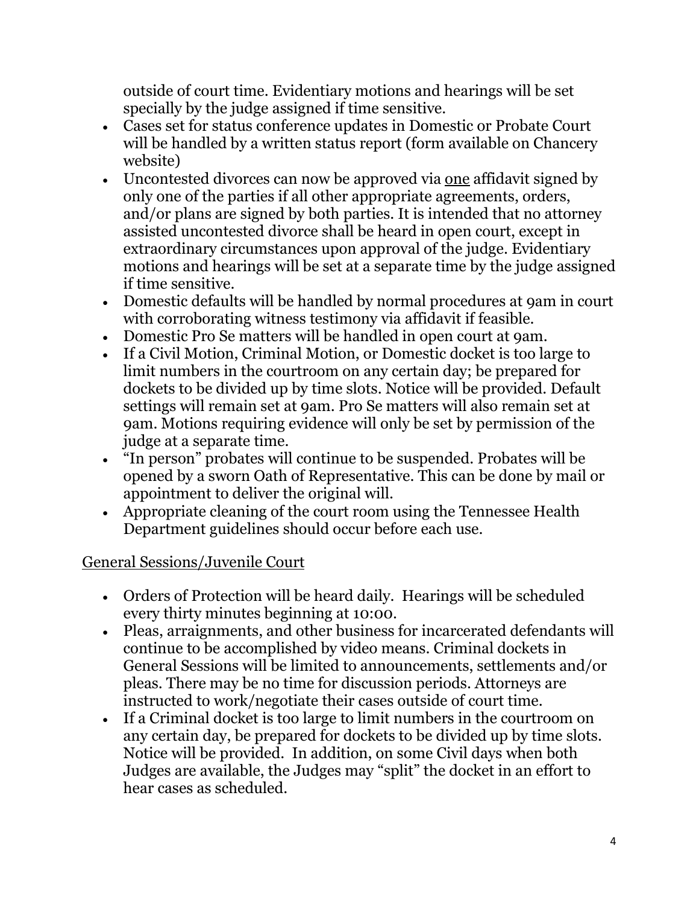outside of court time. Evidentiary motions and hearings will be set specially by the judge assigned if time sensitive.

- Cases set for status conference updates in Domestic or Probate Court will be handled by a written status report (form available on Chancery website)
- Uncontested divorces can now be approved via <u>one</u> affidavit signed by only one of the parties if all other appropriate agreements, orders, and/or plans are signed by both parties. It is intended that no attorney assisted uncontested divorce shall be heard in open court, except in extraordinary circumstances upon approval of the judge. Evidentiary motions and hearings will be set at a separate time by the judge assigned if time sensitive.
- Domestic defaults will be handled by normal procedures at 9am in court with corroborating witness testimony via affidavit if feasible.
- Domestic Pro Se matters will be handled in open court at 9am.
- If a Civil Motion, Criminal Motion, or Domestic docket is too large to limit numbers in the courtroom on any certain day; be prepared for dockets to be divided up by time slots. Notice will be provided. Default settings will remain set at 9am. Pro Se matters will also remain set at 9am. Motions requiring evidence will only be set by permission of the judge at a separate time.
- "In person" probates will continue to be suspended. Probates will be opened by a sworn Oath of Representative. This can be done by mail or appointment to deliver the original will.
- Appropriate cleaning of the court room using the Tennessee Health Department guidelines should occur before each use.

<u>General Sessions/Juvenile Court</u>

- Orders of Protection will be heard daily. Hearings will be scheduled every thirty minutes beginning at 10:00.
- Pleas, arraignments, and other business for incarcerated defendants will continue to be accomplished by video means. Criminal dockets in General Sessions will be limited to announcements, settlements and/or pleas. There may be no time for discussion periods. Attorneys are instructed to work/negotiate their cases outside of court time.
- If a Criminal docket is too large to limit numbers in the courtroom on any certain day, be prepared for dockets to be divided up by time slots. Notice will be provided. In addition, on some Civil days when both Judges are available, the Judges may "split" the docket in an effort to hear cases as scheduled.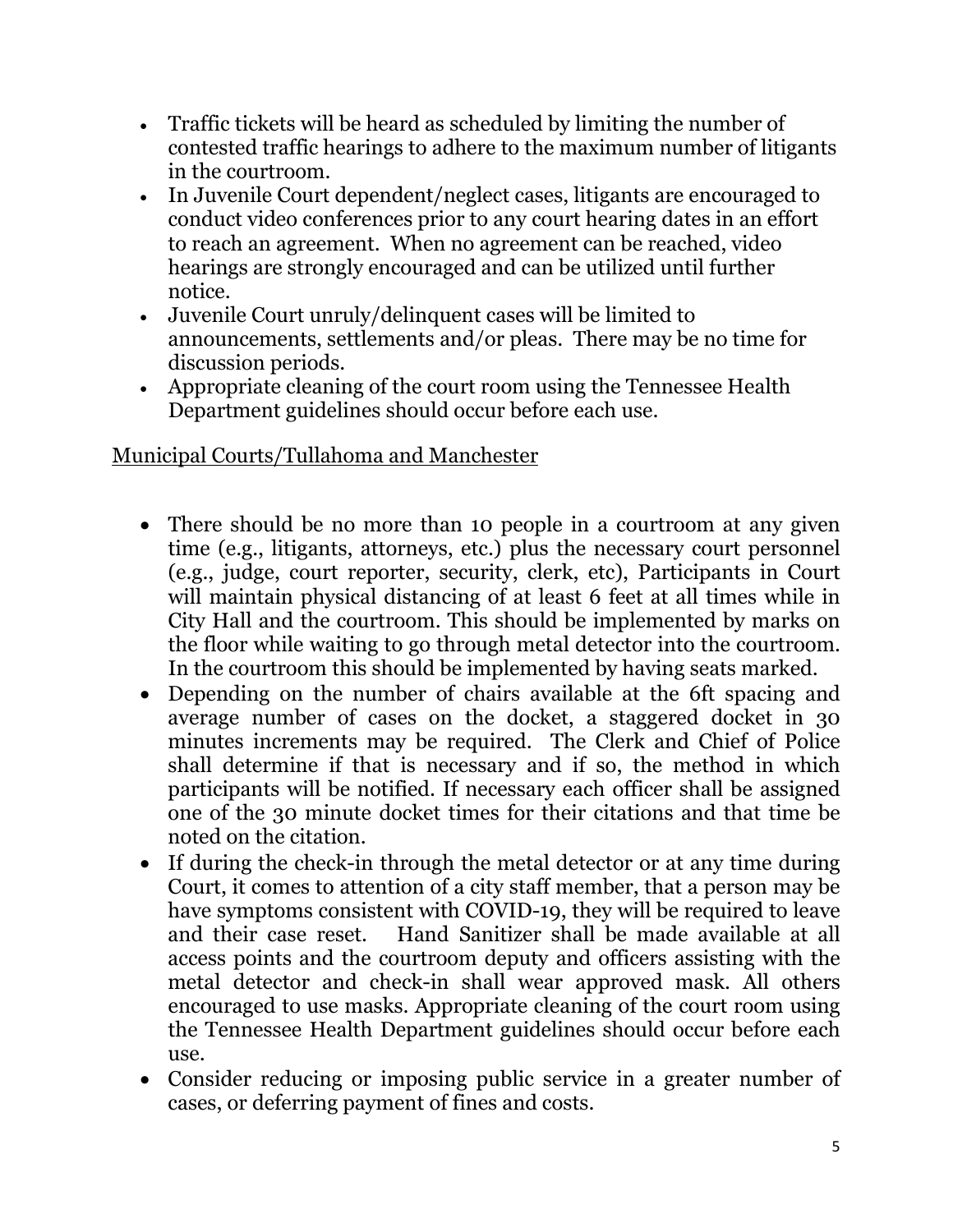- Traffic tickets will be heard as scheduled by limiting the number of contested traffic hearings to adhere to the maximum number of litigants in the courtroom.
- In Juvenile Court dependent/neglect cases, litigants are encouraged to conduct video conferences prior to any court hearing dates in an effort to reach an agreement. When no agreement can be reached, video hearings are strongly encouraged and can be utilized until further notice.
- Juvenile Court unruly/delinquent cases will be limited to announcements, settlements and/or pleas. There may be no time for discussion periods.
- Appropriate cleaning of the court room using the Tennessee Health Department guidelines should occur before each use.

<u>Municipal Courts/Tullahoma and Manchester</u>

- There should be no more than 10 people in a courtroom at any given time (e.g., litigants, attorneys, etc.) plus the necessary court personnel (e.g., judge, court reporter, security, clerk, etc), Participants in Court will maintain physical distancing of at least 6 feet at all times while in City Hall and the courtroom. This should be implemented by marks on the floor while waiting to go through metal detector into the courtroom. In the courtroom this should be implemented by having seats marked.
- Depending on the number of chairs available at the 6ft spacing and average number of cases on the docket, a staggered docket in 30 minutes increments may be required. The Clerk and Chief of Police shall determine if that is necessary and if so, the method in which participants will be notified. If necessary each officer shall be assigned one of the 30 minute docket times for their citations and that time be noted on the citation.
- If during the check-in through the metal detector or at any time during Court, it comes to attention of a city staff member, that a person may be have symptoms consistent with COVID-19, they will be required to leave and their case reset. Hand Sanitizer shall be made available at all access points and the courtroom deputy and officers assisting with the metal detector and check-in shall wear approved mask. All others encouraged to use masks. Appropriate cleaning of the court room using the Tennessee Health Department guidelines should occur before each use.
- Consider reducing or imposing public service in a greater number of cases, or deferring payment of fines and costs.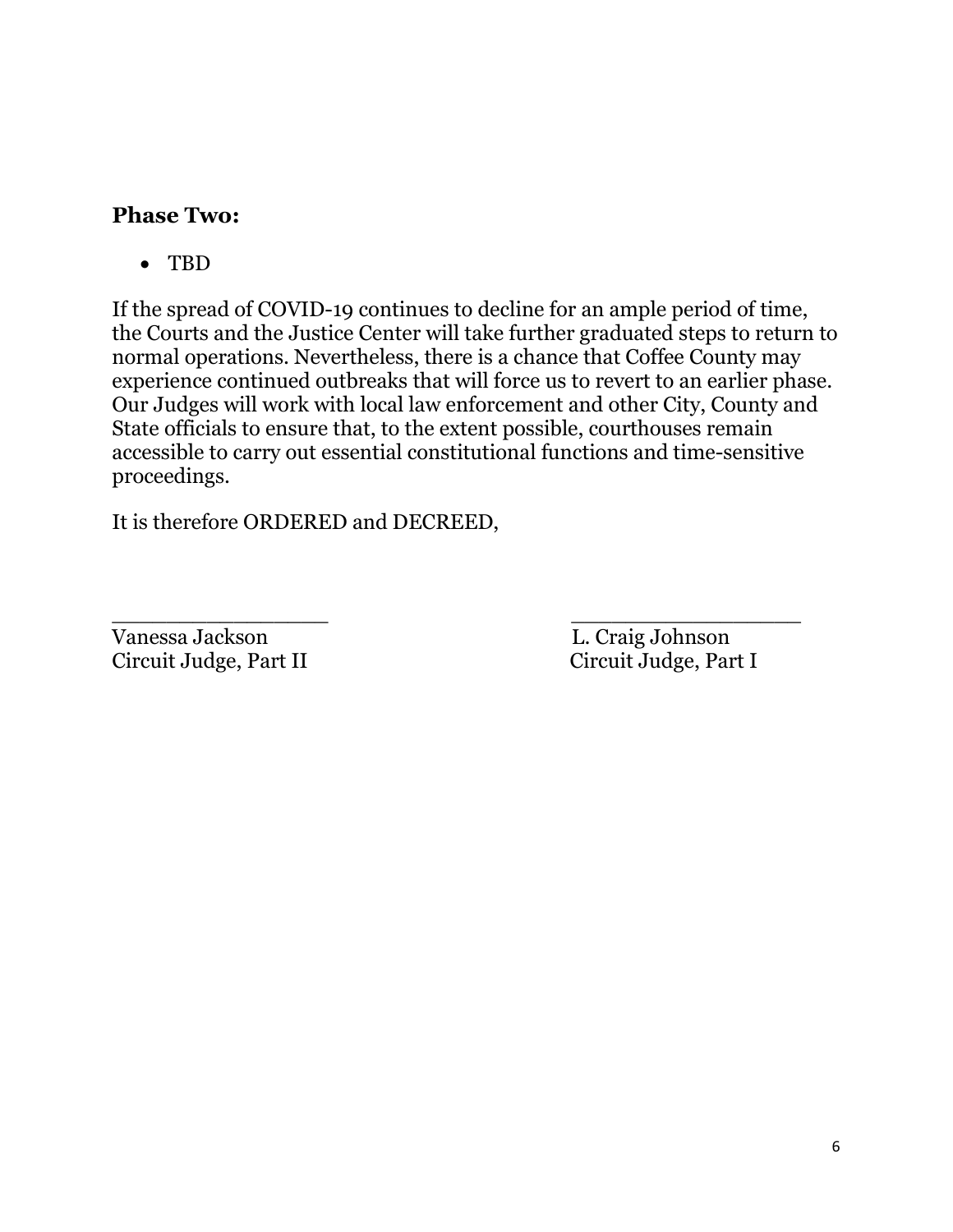**Phase Two:**

- TBD

If the spread of COVID-19 continues to decline for an ample period of time, the Courts and the Justice Center will take further graduated steps to return to normal operations. Nevertheless, there is a chance that Coffee County may experience continued outbreaks that will force us to revert to an earlier phase. Our Judges will work with local law enforcement and other City, County and State officials to ensure that, to the extent possible, courthouses remain accessible to carry out essential constitutional functions and time-sensitive proceedings.

It is therefore ORDERED and DECREED,

| | |
|---|---|
| \_\_\_\_\_\_\_\_\_\_\_\_\_\_\_\_\_ | \_\_\_\_\_\_\_\_\_\_\_\_\_\_\_\_\_\_ |
| Vanessa Jackson | L. Craig Johnson |
| Circuit Judge, Part II | Circuit Judge, Part I |